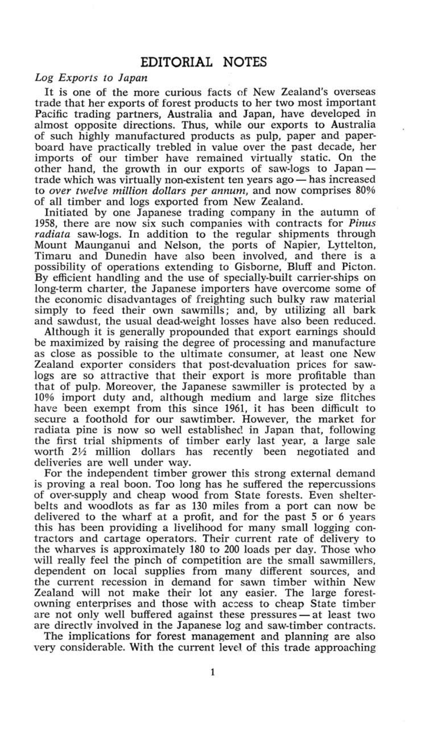# EDITORIAL NOTES

*Log Exports to Japan*

It is one of the more curious facts of New Zealand's overseas trade that her exports of forest products to her two most important Pacific trading partners, Australia and Japan, have developed in almost opposite directions. Thus, while our exports to Australia of such highly manufactured products as pulp, paper and paperboard have practically trebled in value over the past decade, her imports of our timber have remained virtually static. On the other hand, the growth in our exports of saw-logs to Japan — trade which was virtually non-existent ten years ago — has increased to *over twelve million dollars per annum*, and now comprises 80% of all timber and logs exported from New Zealand.

Initiated by one Japanese trading company in the autumn of 1958, there are now six such companies with contracts for *Pinus radiata* saw-logs. In addition to the regular shipments through Mount Maunganui and Nelson, the ports of Napier, Lyttelton, Timaru and Dunedin have also been involved, and there is a possibility of operations extending to Gisborne, Bluff and Picton. By efficient handling and the use of specially-built carrier-ships on long-term charter, the Japanese importers have overcome some of the economic disadvantages of freighting such bulky raw material simply to feed their own sawmills; and, by utilizing all bark and sawdust, the usual dead-weight losses have also been reduced.

Although it is generally propounded that export earnings should be maximized by raising the degree of processing and manufacture as close as possible to the ultimate consumer, at least one New Zealand exporter considers that post-devaluation prices for saw-logs are so attractive that their export is more profitable than that of pulp. Moreover, the Japanese sawmiller is protected by a 10% import duty and, although medium and large size flitches have been exempt from this since 1961, it has been difficult to secure a foothold for our sawtimber. However, the market for radiata pine is now so well established in Japan that, following the first trial shipments of timber early last year, a large sale worth 2½ million dollars has recently been negotiated and deliveries are well under way.

For the independent timber grower this strong external demand is proving a real boon. Too long has he suffered the repercussions of over-supply and cheap wood from State forests. Even shelterbelts and woodlots as far as 130 miles from a port can now be delivered to the wharf at a profit, and for the past 5 or 6 years this has been providing a livelihood for many small logging contractors and cartage operators. Their current rate of delivery to the wharves is approximately 180 to 200 loads per day. Those who will really feel the pinch of competition are the small sawmillers, dependent on local supplies from many different sources, and the current recession in demand for sawn timber within New Zealand will not make their lot any easier. The large forest-owning enterprises and those with access to cheap State timber are not only well buffered against these pressures — at least two are directly involved in the Japanese log and saw-timber contracts.

The implications for forest management and planning are also very considerable. With the current level of this trade approaching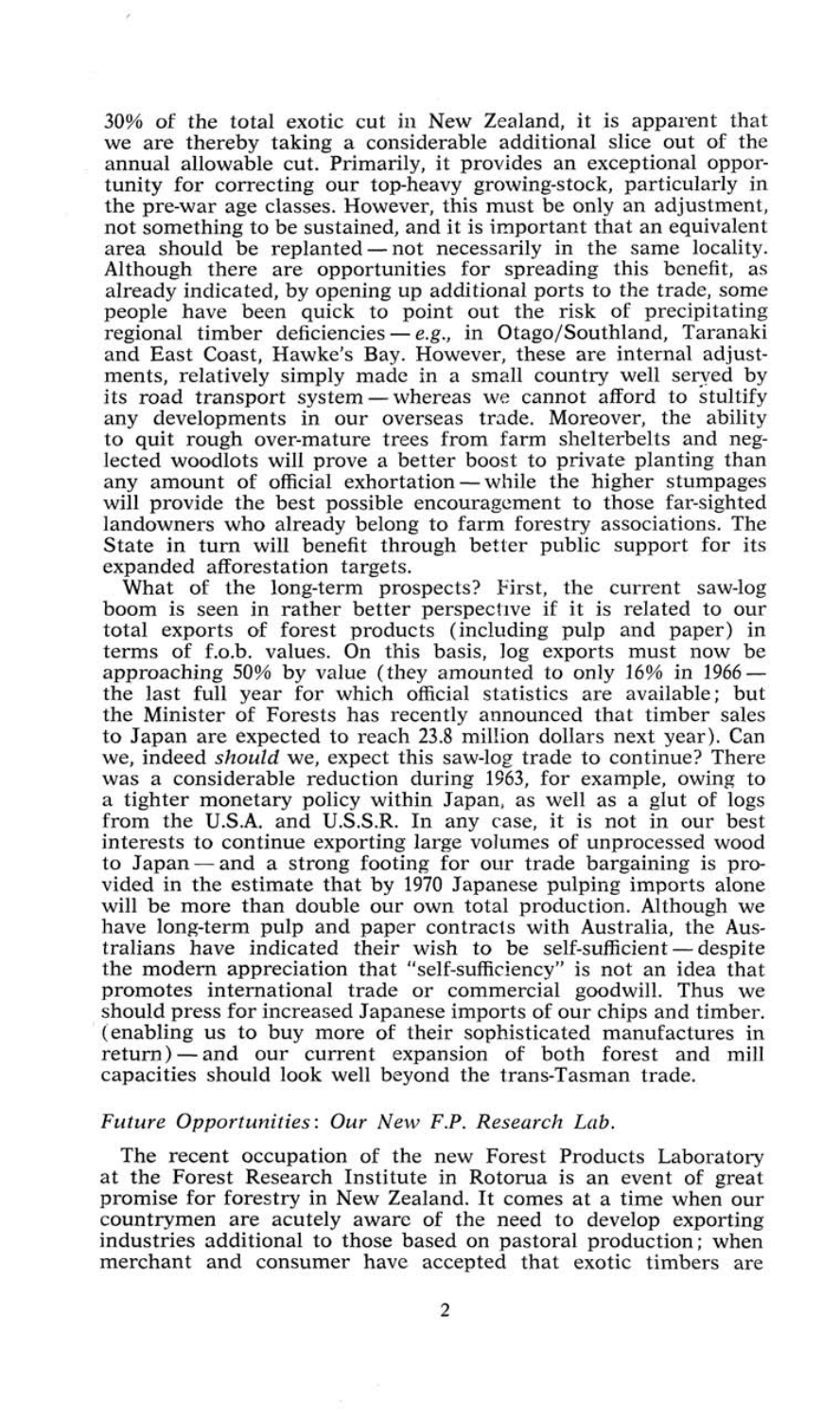30% of the total exotic cut in New Zealand, it is apparent that we are thereby taking a considerable additional slice out of the annual allowable cut. Primarily, it provides an exceptional opportunity for correcting our top-heavy growing-stock, particularly in the pre-war age classes. However, this must be only an adjustment, not something to be sustained, and it is important that an equivalent area should be replanted — not necessarily in the same locality. Although there are opportunities for spreading this benefit, as already indicated, by opening up additional ports to the trade, some people have been quick to point out the risk of precipitating regional timber deficiencies — *e.g.*, in Otago/Southland, Taranaki and East Coast, Hawke's Bay. However, these are internal adjustments, relatively simply made in a small country well served by its road transport system — whereas we cannot afford to stultify any developments in our overseas trade. Moreover, the ability to quit rough over-mature trees from farm shelterbelts and neglected woodlots will prove a better boost to private planting than any amount of official exhortation — while the higher stumpages will provide the best possible encouragement to those far-sighted landowners who already belong to farm forestry associations. The State in turn will benefit through better public support for its expanded afforestation targets.

What of the long-term prospects? First, the current saw-log boom is seen in rather better perspective if it is related to our total exports of forest products (including pulp and paper) in terms of f.o.b. values. On this basis, log exports must now be approaching 50% by value (they amounted to only 16% in 1966 — the last full year for which official statistics are available; but the Minister of Forests has recently announced that timber sales to Japan are expected to reach 23.8 million dollars next year). Can we, indeed *should* we, expect this saw-log trade to continue? There was a considerable reduction during 1963, for example, owing to a tighter monetary policy within Japan, as well as a glut of logs from the U.S.A. and U.S.S.R. In any case, it is not in our best interests to continue exporting large volumes of unprocessed wood to Japan — and a strong footing for our trade bargaining is provided in the estimate that by 1970 Japanese pulping imports alone will be more than double our own total production. Although we have long-term pulp and paper contracts with Australia, the Australians have indicated their wish to be self-sufficient — despite the modern appreciation that "self-sufficiency" is not an idea that promotes international trade or commercial goodwill. Thus we should press for increased Japanese imports of our chips and timber (enabling us to buy more of their sophisticated manufactures in return) — and our current expansion of both forest and mill capacities should look well beyond the trans-Tasman trade.

### *Future Opportunities*: *Our New F.P. Research Lab.*

The recent occupation of the new Forest Products Laboratory at the Forest Research Institute in Rotorua is an event of great promise for forestry in New Zealand. It comes at a time when our countrymen are acutely aware of the need to develop exporting industries additional to those based on pastoral production; when merchant and consumer have accepted that exotic timbers are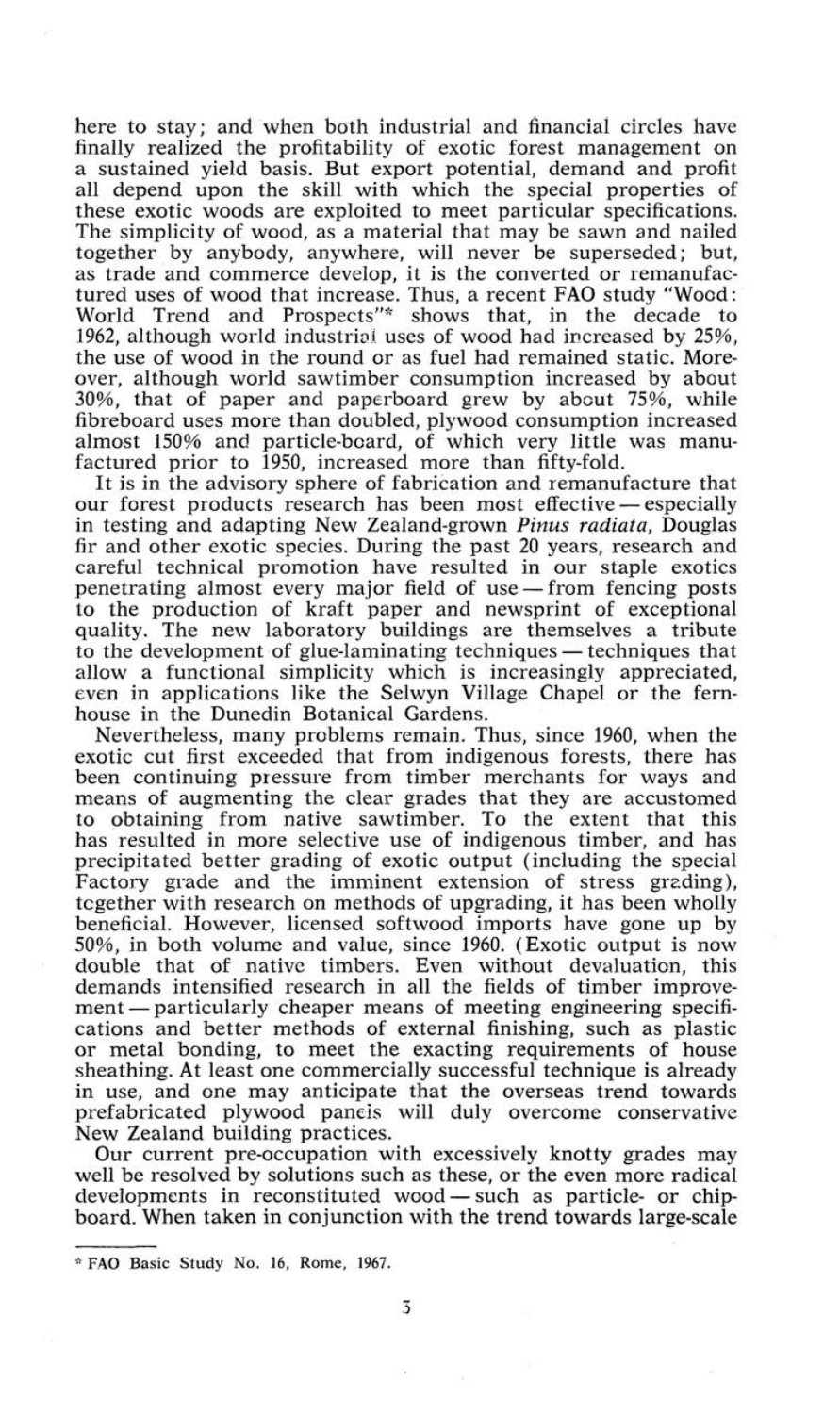here to stay; and when both industrial and financial circles have finally realized the profitability of exotic forest management on a sustained yield basis. But export potential, demand and profit all depend upon the skill with which the special properties of these exotic woods are exploited to meet particular specifications. The simplicity of wood, as a material that may be sawn and nailed together by anybody, anywhere, will never be superseded; but, as trade and commerce develop, it is the converted or remanufactured uses of wood that increase. Thus, a recent FAO study "Wood: World Trend and Prospects"* shows that, in the decade to 1962, although world industrial uses of wood had increased by 25%, the use of wood in the round or as fuel had remained static. Moreover, although world sawtimber consumption increased by about 30%, that of paper and paperboard grew by about 75%, while fibreboard uses more than doubled, plywood consumption increased almost 150% and particle-board, of which very little was manufactured prior to 1950, increased more than fifty-fold.

It is in the advisory sphere of fabrication and remanufacture that our forest products research has been most effective — especially in testing and adapting New Zealand-grown *Pinus radiata*, Douglas fir and other exotic species. During the past 20 years, research and careful technical promotion have resulted in our staple exotics penetrating almost every major field of use — from fencing posts to the production of kraft paper and newsprint of exceptional quality. The new laboratory buildings are themselves a tribute to the development of glue-laminating techniques — techniques that allow a functional simplicity which is increasingly appreciated, even in applications like the Selwyn Village Chapel or the fern-house in the Dunedin Botanical Gardens.

Nevertheless, many problems remain. Thus, since 1960, when the exotic cut first exceeded that from indigenous forests, there has been continuing pressure from timber merchants for ways and means of augmenting the clear grades that they are accustomed to obtaining from native sawtimber. To the extent that this has resulted in more selective use of indigenous timber, and has precipitated better grading of exotic output (including the special Factory grade and the imminent extension of stress grading), together with research on methods of upgrading, it has been wholly beneficial. However, licensed softwood imports have gone up by 50%, in both volume and value, since 1960. (Exotic output is now double that of native timbers. Even without devaluation, this demands intensified research in all the fields of timber improvement — particularly cheaper means of meeting engineering specifications and better methods of external finishing, such as plastic or metal bonding, to meet the exacting requirements of house sheathing. At least one commercially successful technique is already in use, and one may anticipate that the overseas trend towards prefabricated plywood panels will duly overcome conservative New Zealand building practices.

Our current pre-occupation with excessively knotty grades may well be resolved by solutions such as these, or the even more radical developments in reconstituted wood — such as particle- or chip-board. When taken in conjunction with the trend towards large-scale

---

\* FAO Basic Study No. 16, Rome, 1967.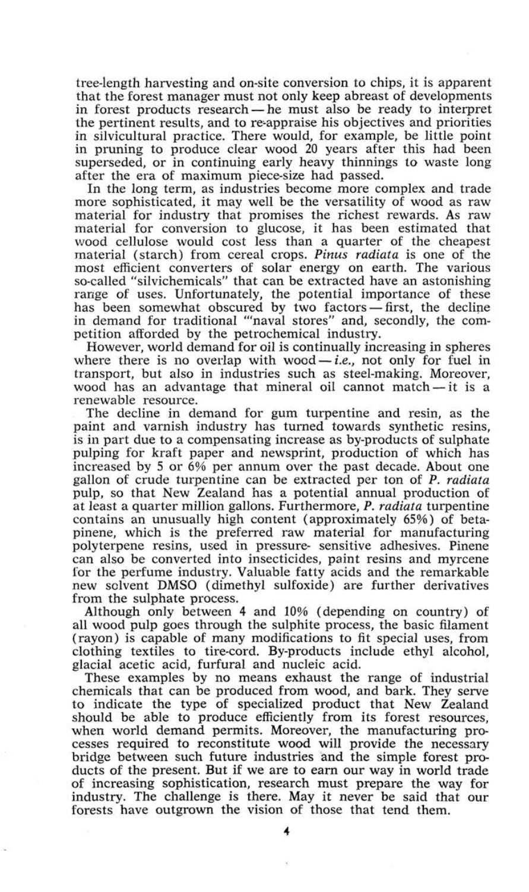tree-length harvesting and on-site conversion to chips, it is apparent that the forest manager must not only keep abreast of developments in forest products research — he must also be ready to interpret the pertinent results, and to re-appraise his objectives and priorities in silvicultural practice. There would, for example, be little point in pruning to produce clear wood 20 years after this had been superseded, or in continuing early heavy thinnings to waste long after the era of maximum piece-size had passed.

In the long term, as industries become more complex and trade more sophisticated, it may well be the versatility of wood as raw material for industry that promises the richest rewards. As raw material for conversion to glucose, it has been estimated that wood cellulose would cost less than a quarter of the cheapest material (starch) from cereal crops. *Pinus radiata* is one of the most efficient converters of solar energy on earth. The various so-called "silvichemicals" that can be extracted have an astonishing range of uses. Unfortunately, the potential importance of these has been somewhat obscured by two factors — first, the decline in demand for traditional "'naval stores" and, secondly, the competition afforded by the petrochemical industry.

However, world demand for oil is continually increasing in spheres where there is no overlap with wood — *i.e.,* not only for fuel in transport, but also in industries such as steel-making. Moreover, wood has an advantage that mineral oil cannot match — it is a renewable resource.

The decline in demand for gum turpentine and resin, as the paint and varnish industry has turned towards synthetic resins, is in part due to a compensating increase as by-products of sulphate pulping for kraft paper and newsprint, production of which has increased by 5 or 6% per annum over the past decade. About one gallon of crude turpentine can be extracted per ton of *P. radiata* pulp, so that New Zealand has a potential annual production of at least a quarter million gallons. Furthermore, *P. radiata* turpentine contains an unusually high content (approximately 65%) of beta-pinene, which is the preferred raw material for manufacturing polyterpene resins, used in pressure- sensitive adhesives. Pinene can also be converted into insecticides, paint resins and myrcene for the perfume industry. Valuable fatty acids and the remarkable new solvent DMSO (dimethyl sulfoxide) are further derivatives from the sulphate process.

Although only between 4 and 10% (depending on country) of all wood pulp goes through the sulphite process, the basic filament (rayon) is capable of many modifications to fit special uses, from clothing textiles to tire-cord. By-products include ethyl alcohol, glacial acetic acid, furfural and nucleic acid.

These examples by no means exhaust the range of industrial chemicals that can be produced from wood, and bark. They serve to indicate the type of specialized product that New Zealand should be able to produce efficiently from its forest resources, when world demand permits. Moreover, the manufacturing processes required to reconstitute wood will provide the necessary bridge between such future industries and the simple forest products of the present. But if we are to earn our way in world trade of increasing sophistication, research must prepare the way for industry. The challenge is there. May it never be said that our forests have outgrown the vision of those that tend them.